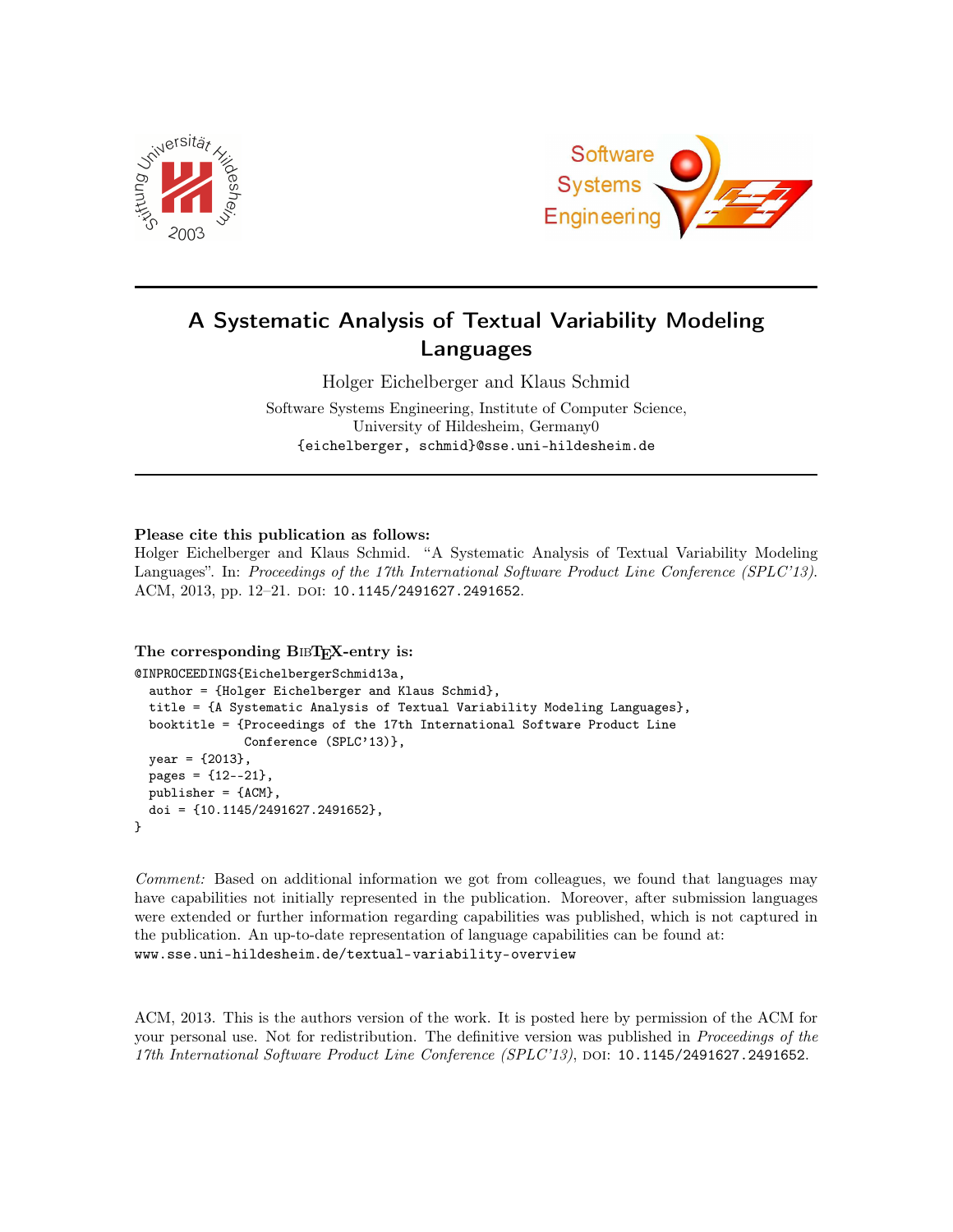# A Systematic Analysis of Textual Variability Modeling Languages

Holger Eichelberger and Klaus Schmid

Software Systems Engineering, Institute of Computer Science,
University of Hildesheim, Germany0
{eichelberger, schmid}@sse.uni-hildesheim.de

---

**Please cite this publication as follows:**

Holger Eichelberger and Klaus Schmid. "A Systematic Analysis of Textual Variability Modeling Languages". In: *Proceedings of the 17th International Software Product Line Conference (SPLC'13)*. ACM, 2013, pp. 12–21. DOI: 10.1145/2491627.2491652.

**The corresponding BibTeX-entry is:**

```
@INPROCEEDINGS{EichelbergerSchmid13a,
  author = {Holger Eichelberger and Klaus Schmid},
  title = {A Systematic Analysis of Textual Variability Modeling Languages},
  booktitle = {Proceedings of the 17th International Software Product Line
               Conference (SPLC'13)},
  year = {2013},
  pages = {12--21},
  publisher = {ACM},
  doi = {10.1145/2491627.2491652},
}
```

*Comment:* Based on additional information we got from colleagues, we found that languages may have capabilities not initially represented in the publication. Moreover, after submission languages were extended or further information regarding capabilities was published, which is not captured in the publication. An up-to-date representation of language capabilities can be found at:
www.sse.uni-hildesheim.de/textual-variability-overview

ACM, 2013. This is the authors version of the work. It is posted here by permission of the ACM for your personal use. Not for redistribution. The definitive version was published in *Proceedings of the 17th International Software Product Line Conference (SPLC'13)*, DOI: 10.1145/2491627.2491652.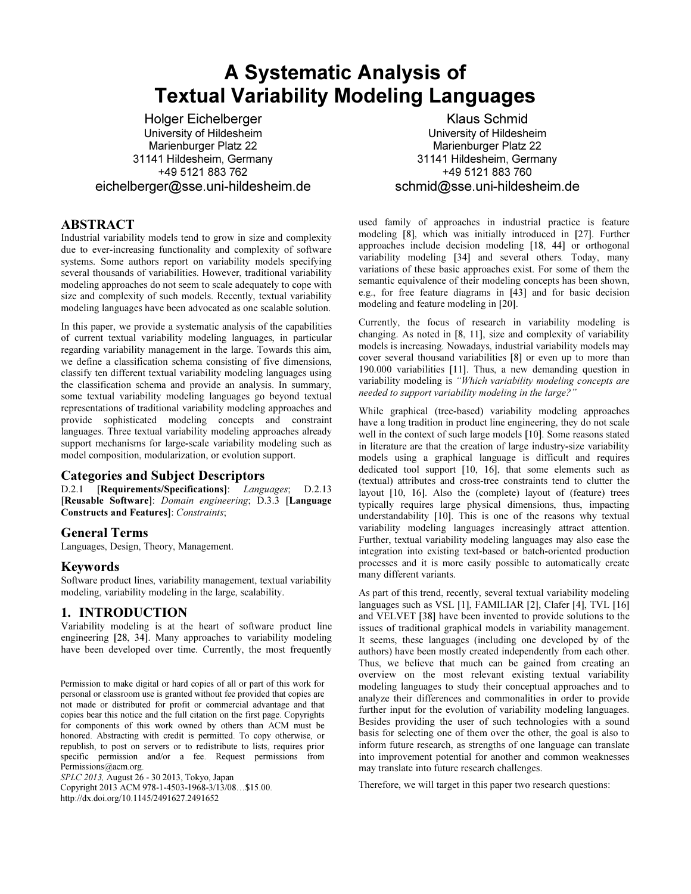# A Systematic Analysis of Textual Variability Modeling Languages

Holger Eichelberger
University of Hildesheim
Marienburger Platz 22
31141 Hildesheim, Germany
+49 5121 883 762
eichelberger@sse.uni-hildesheim.de

Klaus Schmid
University of Hildesheim
Marienburger Platz 22
31141 Hildesheim, Germany
+49 5121 883 760
schmid@sse.uni-hildesheim.de

## ABSTRACT

Industrial variability models tend to grow in size and complexity due to ever-increasing functionality and complexity of software systems. Some authors report on variability models specifying several thousands of variabilities. However, traditional variability modeling approaches do not seem to scale adequately to cope with size and complexity of such models. Recently, textual variability modeling languages have been advocated as one scalable solution.

In this paper, we provide a systematic analysis of the capabilities of current textual variability modeling languages, in particular regarding variability management in the large. Towards this aim, we define a classification schema consisting of five dimensions, classify ten different textual variability modeling languages using the classification schema and provide an analysis. In summary, some textual variability modeling languages go beyond textual representations of traditional variability modeling approaches and provide sophisticated modeling concepts and constraint languages. Three textual variability modeling approaches already support mechanisms for large-scale variability modeling such as model composition, modularization, or evolution support.

### Categories and Subject Descriptors

D.2.1 [**Requirements/Specifications**]: *Languages*; D.2.13 [**Reusable Software**]: *Domain engineering*; D.3.3 [**Language Constructs and Features**]: *Constraints*;

### General Terms

Languages, Design, Theory, Management.

### Keywords

Software product lines, variability management, textual variability modeling, variability modeling in the large, scalability.

## 1. INTRODUCTION

Variability modeling is at the heart of software product line engineering [28, 34]. Many approaches to variability modeling have been developed over time. Currently, the most frequently used family of approaches in industrial practice is feature modeling [8], which was initially introduced in [27]. Further approaches include decision modeling [18, 44] or orthogonal variability modeling [34] and several others. Today, many variations of these basic approaches exist. For some of them the semantic equivalence of their modeling concepts has been shown, e.g., for free feature diagrams in [43] and for basic decision modeling and feature modeling in [20].

Currently, the focus of research in variability modeling is changing. As noted in [8, 11], size and complexity of variability models is increasing. Nowadays, industrial variability models may cover several thousand variabilities [8] or even up to more than 190.000 variabilities [11]. Thus, a new demanding question in variability modeling is *"Which variability modeling concepts are needed to support variability modeling in the large?"*

While graphical (tree-based) variability modeling approaches have a long tradition in product line engineering, they do not scale well in the context of such large models [10]. Some reasons stated in literature are that the creation of large industry-size variability models using a graphical language is difficult and requires dedicated tool support [10, 16], that some elements such as (textual) attributes and cross-tree constraints tend to clutter the layout [10, 16]. Also the (complete) layout of (feature) trees typically requires large physical dimensions, thus, impacting understandability [10]. This is one of the reasons why textual variability modeling languages increasingly attract attention. Further, textual variability modeling languages may also ease the integration into existing text-based or batch-oriented production processes and it is more easily possible to automatically create many different variants.

As part of this trend, recently, several textual variability modeling languages such as VSL [1], FAMILIAR [2], Clafer [4], TVL [16] and VELVET [38] have been invented to provide solutions to the issues of traditional graphical models in variability management. It seems, these languages (including one developed by of the authors) have been mostly created independently from each other. Thus, we believe that much can be gained from creating an overview on the most relevant existing textual variability modeling languages to study their conceptual approaches and to analyze their differences and commonalities in order to provide further input for the evolution of variability modeling languages. Besides providing the user of such technologies with a sound basis for selecting one of them over the other, the goal is also to inform future research, as strengths of one language can translate into improvement potential for another and common weaknesses may translate into future research challenges.

Therefore, we will target in this paper two research questions:

Permission to make digital or hard copies of all or part of this work for personal or classroom use is granted without fee provided that copies are not made or distributed for profit or commercial advantage and that copies bear this notice and the full citation on the first page. Copyrights for components of this work owned by others than ACM must be honored. Abstracting with credit is permitted. To copy otherwise, or republish, to post on servers or to redistribute to lists, requires prior specific permission and/or a fee. Request permissions from Permissions@acm.org.
*SPLC 2013,* August 26 - 30 2013, Tokyo, Japan
Copyright 2013 ACM 978-1-4503-1968-3/13/08…$15.00.
http://dx.doi.org/10.1145/2491627.2491652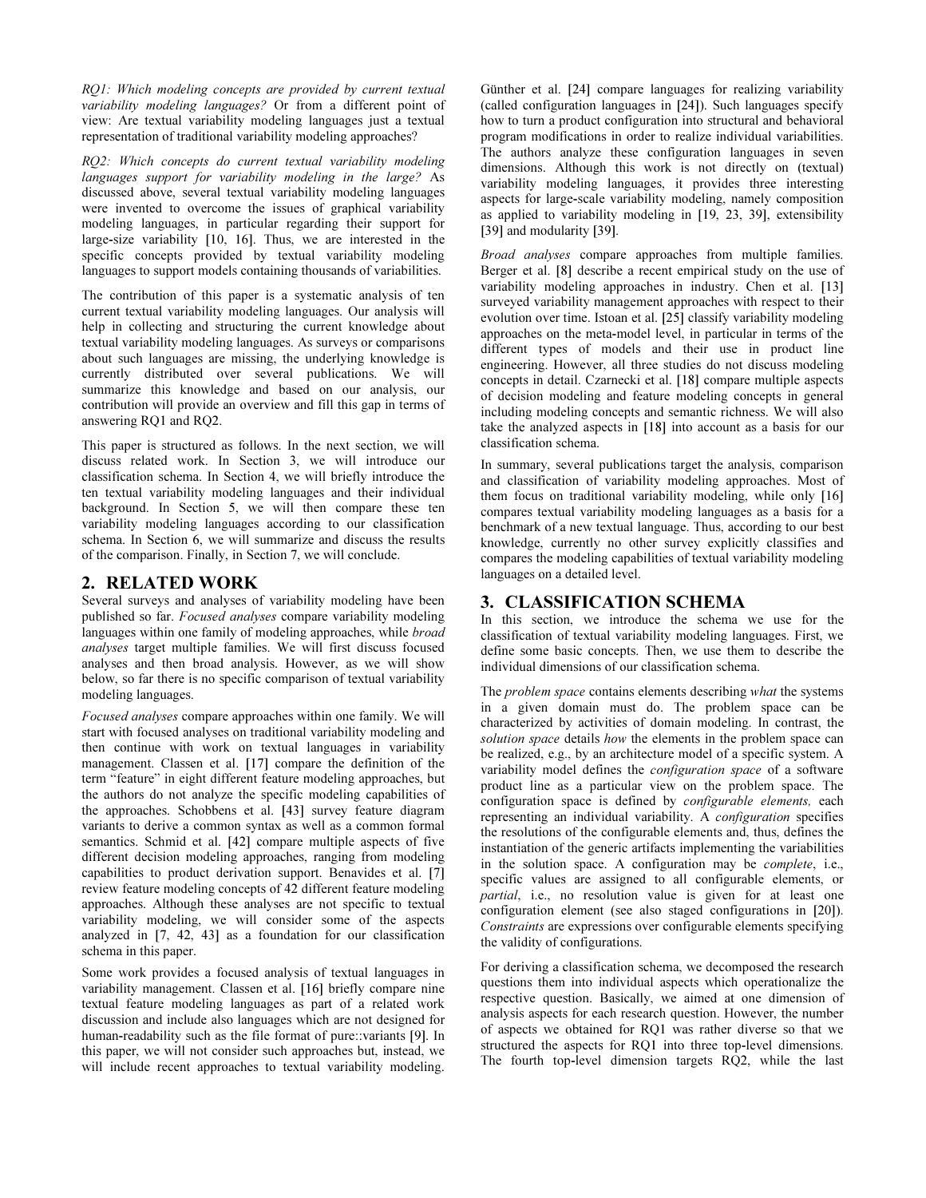*RQ1: Which modeling concepts are provided by current textual variability modeling languages?* Or from a different point of view: Are textual variability modeling languages just a textual representation of traditional variability modeling approaches?

*RQ2: Which concepts do current textual variability modeling languages support for variability modeling in the large?* As discussed above, several textual variability modeling languages were invented to overcome the issues of graphical variability modeling languages, in particular regarding their support for large-size variability [10, 16]. Thus, we are interested in the specific concepts provided by textual variability modeling languages to support models containing thousands of variabilities.

The contribution of this paper is a systematic analysis of ten current textual variability modeling languages. Our analysis will help in collecting and structuring the current knowledge about textual variability modeling languages. As surveys or comparisons about such languages are missing, the underlying knowledge is currently distributed over several publications. We will summarize this knowledge and based on our analysis, our contribution will provide an overview and fill this gap in terms of answering RQ1 and RQ2.

This paper is structured as follows. In the next section, we will discuss related work. In Section 3, we will introduce our classification schema. In Section 4, we will briefly introduce the ten textual variability modeling languages and their individual background. In Section 5, we will then compare these ten variability modeling languages according to our classification schema. In Section 6, we will summarize and discuss the results of the comparison. Finally, in Section 7, we will conclude.

## 2. RELATED WORK

Several surveys and analyses of variability modeling have been published so far. *Focused analyses* compare variability modeling languages within one family of modeling approaches, while *broad analyses* target multiple families. We will first discuss focused analyses and then broad analysis. However, as we will show below, so far there is no specific comparison of textual variability modeling languages.

*Focused analyses* compare approaches within one family. We will start with focused analyses on traditional variability modeling and then continue with work on textual languages in variability management. Classen et al. [17] compare the definition of the term "feature" in eight different feature modeling approaches, but the authors do not analyze the specific modeling capabilities of the approaches. Schobbens et al. [43] survey feature diagram variants to derive a common syntax as well as a common formal semantics. Schmid et al. [42] compare multiple aspects of five different decision modeling approaches, ranging from modeling capabilities to product derivation support. Benavides et al. [7] review feature modeling concepts of 42 different feature modeling approaches. Although these analyses are not specific to textual variability modeling, we will consider some of the aspects analyzed in [7, 42, 43] as a foundation for our classification schema in this paper.

Some work provides a focused analysis of textual languages in variability management. Classen et al. [16] briefly compare nine textual feature modeling languages as part of a related work discussion and include also languages which are not designed for human-readability such as the file format of pure::variants [9]. In this paper, we will not consider such approaches but, instead, we will include recent approaches to textual variability modeling. Günther et al. [24] compare languages for realizing variability (called configuration languages in [24]). Such languages specify how to turn a product configuration into structural and behavioral program modifications in order to realize individual variabilities. The authors analyze these configuration languages in seven dimensions. Although this work is not directly on (textual) variability modeling languages, it provides three interesting aspects for large-scale variability modeling, namely composition as applied to variability modeling in [19, 23, 39], extensibility [39] and modularity [39].

*Broad analyses* compare approaches from multiple families. Berger et al. [8] describe a recent empirical study on the use of variability modeling approaches in industry. Chen et al. [13] surveyed variability management approaches with respect to their evolution over time. Istoan et al. [25] classify variability modeling approaches on the meta-model level, in particular in terms of the different types of models and their use in product line engineering. However, all three studies do not discuss modeling concepts in detail. Czarnecki et al. [18] compare multiple aspects of decision modeling and feature modeling concepts in general including modeling concepts and semantic richness. We will also take the analyzed aspects in [18] into account as a basis for our classification schema.

In summary, several publications target the analysis, comparison and classification of variability modeling approaches. Most of them focus on traditional variability modeling, while only [16] compares textual variability modeling languages as a basis for a benchmark of a new textual language. Thus, according to our best knowledge, currently no other survey explicitly classifies and compares the modeling capabilities of textual variability modeling languages on a detailed level.

## 3. CLASSIFICATION SCHEMA

In this section, we introduce the schema we use for the classification of textual variability modeling languages. First, we define some basic concepts. Then, we use them to describe the individual dimensions of our classification schema.

The *problem space* contains elements describing *what* the systems in a given domain must do. The problem space can be characterized by activities of domain modeling. In contrast, the *solution space* details *how* the elements in the problem space can be realized, e.g., by an architecture model of a specific system. A variability model defines the *configuration space* of a software product line as a particular view on the problem space. The configuration space is defined by *configurable elements,* each representing an individual variability. A *configuration* specifies the resolutions of the configurable elements and, thus, defines the instantiation of the generic artifacts implementing the variabilities in the solution space. A configuration may be *complete*, i.e., specific values are assigned to all configurable elements, or *partial*, i.e., no resolution value is given for at least one configuration element (see also staged configurations in [20]). *Constraints* are expressions over configurable elements specifying the validity of configurations.

For deriving a classification schema, we decomposed the research questions them into individual aspects which operationalize the respective question. Basically, we aimed at one dimension of analysis aspects for each research question. However, the number of aspects we obtained for RQ1 was rather diverse so that we structured the aspects for RQ1 into three top-level dimensions. The fourth top-level dimension targets RQ2, while the last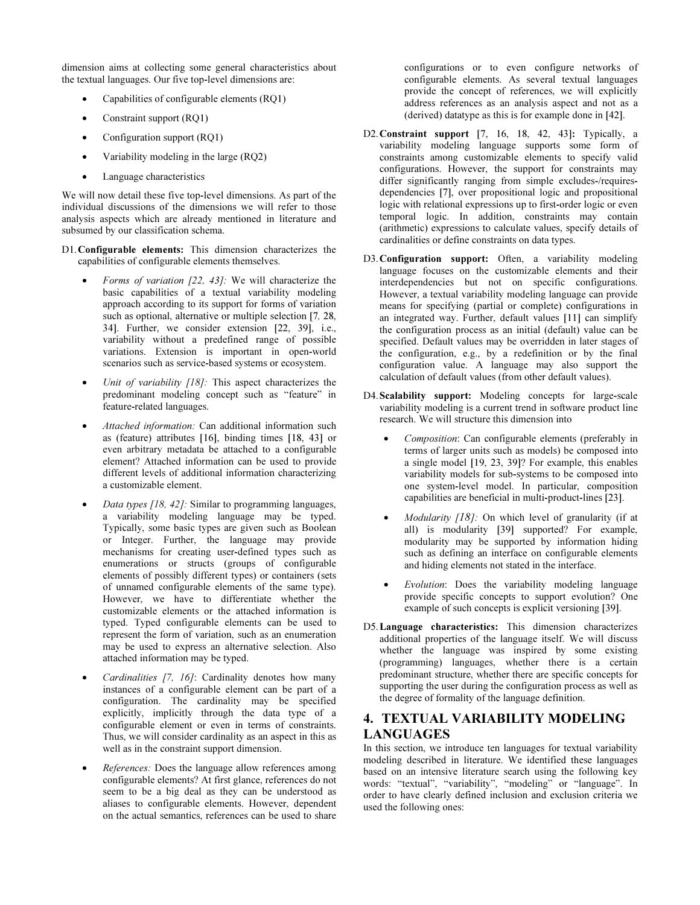dimension aims at collecting some general characteristics about the textual languages. Our five top-level dimensions are:

- Capabilities of configurable elements (RQ1)
- Constraint support (RQ1)
- Configuration support (RQ1)
- Variability modeling in the large (RQ2)
- Language characteristics

We will now detail these five top-level dimensions. As part of the individual discussions of the dimensions we will refer to those analysis aspects which are already mentioned in literature and subsumed by our classification schema.

D1. **Configurable elements:** This dimension characterizes the capabilities of configurable elements themselves.

- *Forms of variation [22, 43]:* We will characterize the basic capabilities of a textual variability modeling approach according to its support for forms of variation such as optional, alternative or multiple selection [7, 28, 34]. Further, we consider extension [22, 39], i.e., variability without a predefined range of possible variations. Extension is important in open-world scenarios such as service-based systems or ecosystem.
- *Unit of variability [18]:* This aspect characterizes the predominant modeling concept such as "feature" in feature-related languages.
- *Attached information:* Can additional information such as (feature) attributes [16], binding times [18, 43] or even arbitrary metadata be attached to a configurable element? Attached information can be used to provide different levels of additional information characterizing a customizable element.
- *Data types [18, 42]:* Similar to programming languages, a variability modeling language may be typed. Typically, some basic types are given such as Boolean or Integer. Further, the language may provide mechanisms for creating user-defined types such as enumerations or structs (groups of configurable elements of possibly different types) or containers (sets of unnamed configurable elements of the same type). However, we have to differentiate whether the customizable elements or the attached information is typed. Typed configurable elements can be used to represent the form of variation, such as an enumeration may be used to express an alternative selection. Also attached information may be typed.
- *Cardinalities [7, 16]*: Cardinality denotes how many instances of a configurable element can be part of a configuration. The cardinality may be specified explicitly, implicitly through the data type of a configurable element or even in terms of constraints. Thus, we will consider cardinality as an aspect in this as well as in the constraint support dimension.
- *References:* Does the language allow references among configurable elements? At first glance, references do not seem to be a big deal as they can be understood as aliases to configurable elements. However, dependent on the actual semantics, references can be used to share configurations or to even configure networks of configurable elements. As several textual languages provide the concept of references, we will explicitly address references as an analysis aspect and not as a (derived) datatype as this is for example done in [42].

D2. **Constraint support** [7, 16, 18, 42, 43]**:** Typically, a variability modeling language supports some form of constraints among customizable elements to specify valid configurations. However, the support for constraints may differ significantly ranging from simple excludes-/requires-dependencies [7], over propositional logic and propositional logic with relational expressions up to first-order logic or even temporal logic. In addition, constraints may contain (arithmetic) expressions to calculate values, specify details of cardinalities or define constraints on data types.

D3. **Configuration support:** Often, a variability modeling language focuses on the customizable elements and their interdependencies but not on specific configurations. However, a textual variability modeling language can provide means for specifying (partial or complete) configurations in an integrated way. Further, default values [11] can simplify the configuration process as an initial (default) value can be specified. Default values may be overridden in later stages of the configuration, e.g., by a redefinition or by the final configuration value. A language may also support the calculation of default values (from other default values).

D4. **Scalability support:** Modeling concepts for large-scale variability modeling is a current trend in software product line research. We will structure this dimension into

- *Composition*: Can configurable elements (preferably in terms of larger units such as models) be composed into a single model [19, 23, 39]? For example, this enables variability models for sub-systems to be composed into one system-level model. In particular, composition capabilities are beneficial in multi-product-lines [23].
- *Modularity [18]:* On which level of granularity (if at all) is modularity [39] supported? For example, modularity may be supported by information hiding such as defining an interface on configurable elements and hiding elements not stated in the interface.
- *Evolution*: Does the variability modeling language provide specific concepts to support evolution? One example of such concepts is explicit versioning [39].

D5. **Language characteristics:** This dimension characterizes additional properties of the language itself. We will discuss whether the language was inspired by some existing (programming) languages, whether there is a certain predominant structure, whether there are specific concepts for supporting the user during the configuration process as well as the degree of formality of the language definition.

## 4. TEXTUAL VARIABILITY MODELING LANGUAGES

In this section, we introduce ten languages for textual variability modeling described in literature. We identified these languages based on an intensive literature search using the following key words: "textual", "variability", "modeling" or "language". In order to have clearly defined inclusion and exclusion criteria we used the following ones: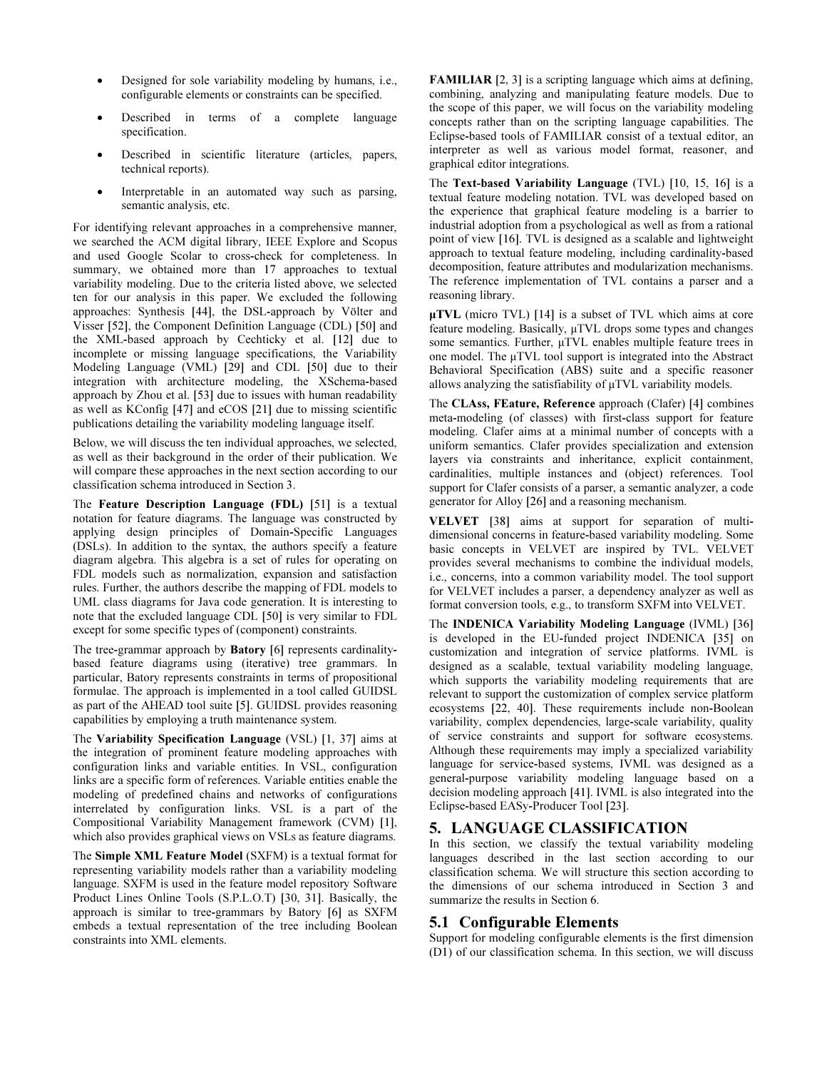- Designed for sole variability modeling by humans, i.e., configurable elements or constraints can be specified.
- Described in terms of a complete language specification.
- Described in scientific literature (articles, papers, technical reports).
- Interpretable in an automated way such as parsing, semantic analysis, etc.

For identifying relevant approaches in a comprehensive manner, we searched the ACM digital library, IEEE Explore and Scopus and used Google Scolar to cross-check for completeness. In summary, we obtained more than 17 approaches to textual variability modeling. Due to the criteria listed above, we selected ten for our analysis in this paper. We excluded the following approaches: Synthesis [44], the DSL-approach by Völter and Visser [52], the Component Definition Language (CDL) [50] and the XML-based approach by Cechticky et al. [12] due to incomplete or missing language specifications, the Variability Modeling Language (VML) [29] and CDL [50] due to their integration with architecture modeling, the XSchema-based approach by Zhou et al. [53] due to issues with human readability as well as KConfig [47] and eCOS [21] due to missing scientific publications detailing the variability modeling language itself.

Below, we will discuss the ten individual approaches, we selected, as well as their background in the order of their publication. We will compare these approaches in the next section according to our classification schema introduced in Section 3.

The **Feature Description Language (FDL)** [51] is a textual notation for feature diagrams. The language was constructed by applying design principles of Domain-Specific Languages (DSLs). In addition to the syntax, the authors specify a feature diagram algebra. This algebra is a set of rules for operating on FDL models such as normalization, expansion and satisfaction rules. Further, the authors describe the mapping of FDL models to UML class diagrams for Java code generation. It is interesting to note that the excluded language CDL [50] is very similar to FDL except for some specific types of (component) constraints.

The tree-grammar approach by **Batory** [6] represents cardinality-based feature diagrams using (iterative) tree grammars. In particular, Batory represents constraints in terms of propositional formulae. The approach is implemented in a tool called GUIDSL as part of the AHEAD tool suite [5]. GUIDSL provides reasoning capabilities by employing a truth maintenance system.

The **Variability Specification Language** (VSL) [1, 37] aims at the integration of prominent feature modeling approaches with configuration links and variable entities. In VSL, configuration links are a specific form of references. Variable entities enable the modeling of predefined chains and networks of configurations interrelated by configuration links. VSL is a part of the Compositional Variability Management framework (CVM) [1], which also provides graphical views on VSLs as feature diagrams.

The **Simple XML Feature Model** (SXFM) is a textual format for representing variability models rather than a variability modeling language. SXFM is used in the feature model repository Software Product Lines Online Tools (S.P.L.O.T) [30, 31]. Basically, the approach is similar to tree-grammars by Batory [6] as SXFM embeds a textual representation of the tree including Boolean constraints into XML elements.

**FAMILIAR** [2, 3] is a scripting language which aims at defining, combining, analyzing and manipulating feature models. Due to the scope of this paper, we will focus on the variability modeling concepts rather than on the scripting language capabilities. The Eclipse-based tools of FAMILIAR consist of a textual editor, an interpreter as well as various model format, reasoner, and graphical editor integrations.

The **Text-based Variability Language** (TVL) [10, 15, 16] is a textual feature modeling notation. TVL was developed based on the experience that graphical feature modeling is a barrier to industrial adoption from a psychological as well as from a rational point of view [16]. TVL is designed as a scalable and lightweight approach to textual feature modeling, including cardinality-based decomposition, feature attributes and modularization mechanisms. The reference implementation of TVL contains a parser and a reasoning library.

**µTVL** (micro TVL) [14] is a subset of TVL which aims at core feature modeling. Basically, µTVL drops some types and changes some semantics. Further, µTVL enables multiple feature trees in one model. The µTVL tool support is integrated into the Abstract Behavioral Specification (ABS) suite and a specific reasoner allows analyzing the satisfiability of µTVL variability models.

The **CLAss, FEature, Reference** approach (Clafer) [4] combines meta-modeling (of classes) with first-class support for feature modeling. Clafer aims at a minimal number of concepts with a uniform semantics. Clafer provides specialization and extension layers via constraints and inheritance, explicit containment, cardinalities, multiple instances and (object) references. Tool support for Clafer consists of a parser, a semantic analyzer, a code generator for Alloy [26] and a reasoning mechanism.

**VELVET** [38] aims at support for separation of multi-dimensional concerns in feature-based variability modeling. Some basic concepts in VELVET are inspired by TVL. VELVET provides several mechanisms to combine the individual models, i.e., concerns, into a common variability model. The tool support for VELVET includes a parser, a dependency analyzer as well as format conversion tools, e.g., to transform SXFM into VELVET.

The **INDENICA Variability Modeling Language** (IVML) [36] is developed in the EU-funded project INDENICA [35] on customization and integration of service platforms. IVML is designed as a scalable, textual variability modeling language, which supports the variability modeling requirements that are relevant to support the customization of complex service platform ecosystems [22, 40]. These requirements include non-Boolean variability, complex dependencies, large-scale variability, quality of service constraints and support for software ecosystems. Although these requirements may imply a specialized variability language for service-based systems, IVML was designed as a general-purpose variability modeling language based on a decision modeling approach [41]. IVML is also integrated into the Eclipse-based EASy-Producer Tool [23].

## 5. LANGUAGE CLASSIFICATION

In this section, we classify the textual variability modeling languages described in the last section according to our classification schema. We will structure this section according to the dimensions of our schema introduced in Section 3 and summarize the results in Section 6.

### 5.1 Configurable Elements

Support for modeling configurable elements is the first dimension (D1) of our classification schema. In this section, we will discuss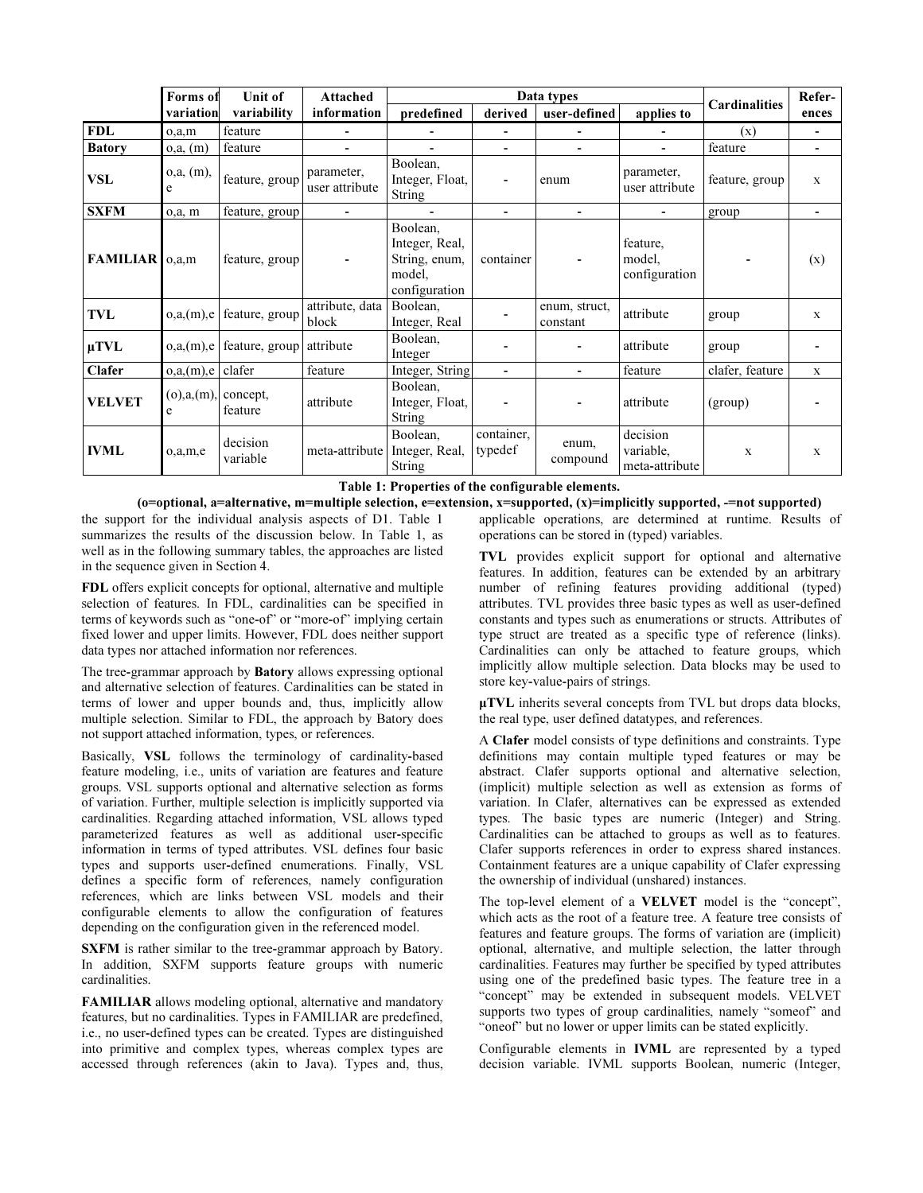| | Forms of variation | Unit of variability | Attached information | Data types | | | | Cardinalities | Refer-ences |
|---|---|---|---|---|---|---|---|---|---|
| | | | | predefined | derived | user-defined | applies to | | |
| **FDL** | o,a,m | feature | - | - | - | - | - | (x) | - |
| **Batory** | o,a, (m) | feature | - | - | - | - | - | feature | - |
| **VSL** | o,a, (m), e | feature, group | parameter, user attribute | Boolean, Integer, Float, String | - | enum | parameter, user attribute | feature, group | x |
| **SXFM** | o,a, m | feature, group | - | - | - | - | - | group | - |
| **FAMILIAR** | o,a,m | feature, group | - | Boolean, Integer, Real, String, enum, model, configuration | container | - | feature, model, configuration | - | (x) |
| **TVL** | o,a,(m),e | feature, group | attribute, data block | Boolean, Integer, Real | - | enum, struct, constant | attribute | group | x |
| **µTVL** | o,a,(m),e | feature, group | attribute | Boolean, Integer | - | - | attribute | group | - |
| **Clafer** | o,a,(m),e | clafer | feature | Integer, String | - | - | feature | clafer, feature | x |
| **VELVET** | (o),a,(m), e | concept, feature | attribute | Boolean, Integer, Float, String | - | - | attribute | (group) | - |
| **IVML** | o,a,m,e | decision variable | meta-attribute | Boolean, Integer, Real, String | container, typedef | enum, compound | decision variable, meta-attribute | x | x |

**Table 1: Properties of the configurable elements.**
**(o=optional, a=alternative, m=multiple selection, e=extension, x=supported, (x)=implicitly supported, -=not supported)**

the support for the individual analysis aspects of D1. Table 1 summarizes the results of the discussion below. In Table 1, as well as in the following summary tables, the approaches are listed in the sequence given in Section 4.

**FDL** offers explicit concepts for optional, alternative and multiple selection of features. In FDL, cardinalities can be specified in terms of keywords such as "one-of" or "more-of" implying certain fixed lower and upper limits. However, FDL does neither support data types nor attached information nor references.

The tree-grammar approach by **Batory** allows expressing optional and alternative selection of features. Cardinalities can be stated in terms of lower and upper bounds and, thus, implicitly allow multiple selection. Similar to FDL, the approach by Batory does not support attached information, types, or references.

Basically, **VSL** follows the terminology of cardinality-based feature modeling, i.e., units of variation are features and feature groups. VSL supports optional and alternative selection as forms of variation. Further, multiple selection is implicitly supported via cardinalities. Regarding attached information, VSL allows typed parameterized features as well as additional user-specific information in terms of typed attributes. VSL defines four basic types and supports user-defined enumerations. Finally, VSL defines a specific form of references, namely configuration references, which are links between VSL models and their configurable elements to allow the configuration of features depending on the configuration given in the referenced model.

**SXFM** is rather similar to the tree-grammar approach by Batory. In addition, SXFM supports feature groups with numeric cardinalities.

**FAMILIAR** allows modeling optional, alternative and mandatory features, but no cardinalities. Types in FAMILIAR are predefined, i.e., no user-defined types can be created. Types are distinguished into primitive and complex types, whereas complex types are accessed through references (akin to Java). Types and, thus, applicable operations, are determined at runtime. Results of operations can be stored in (typed) variables.

**TVL** provides explicit support for optional and alternative features. In addition, features can be extended by an arbitrary number of refining features providing additional (typed) attributes. TVL provides three basic types as well as user-defined constants and types such as enumerations or structs. Attributes of type struct are treated as a specific type of reference (links). Cardinalities can only be attached to feature groups, which implicitly allow multiple selection. Data blocks may be used to store key-value-pairs of strings.

**µTVL** inherits several concepts from TVL but drops data blocks, the real type, user defined datatypes, and references.

A **Clafer** model consists of type definitions and constraints. Type definitions may contain multiple typed features or may be abstract. Clafer supports optional and alternative selection, (implicit) multiple selection as well as extension as forms of variation. In Clafer, alternatives can be expressed as extended types. The basic types are numeric (Integer) and String. Cardinalities can be attached to groups as well as to features. Clafer supports references in order to express shared instances. Containment features are a unique capability of Clafer expressing the ownership of individual (unshared) instances.

The top-level element of a **VELVET** model is the "concept", which acts as the root of a feature tree. A feature tree consists of features and feature groups. The forms of variation are (implicit) optional, alternative, and multiple selection, the latter through cardinalities. Features may further be specified by typed attributes using one of the predefined basic types. The feature tree in a "concept" may be extended in subsequent models. VELVET supports two types of group cardinalities, namely "someof" and "oneof" but no lower or upper limits can be stated explicitly.

Configurable elements in **IVML** are represented by a typed decision variable. IVML supports Boolean, numeric (Integer,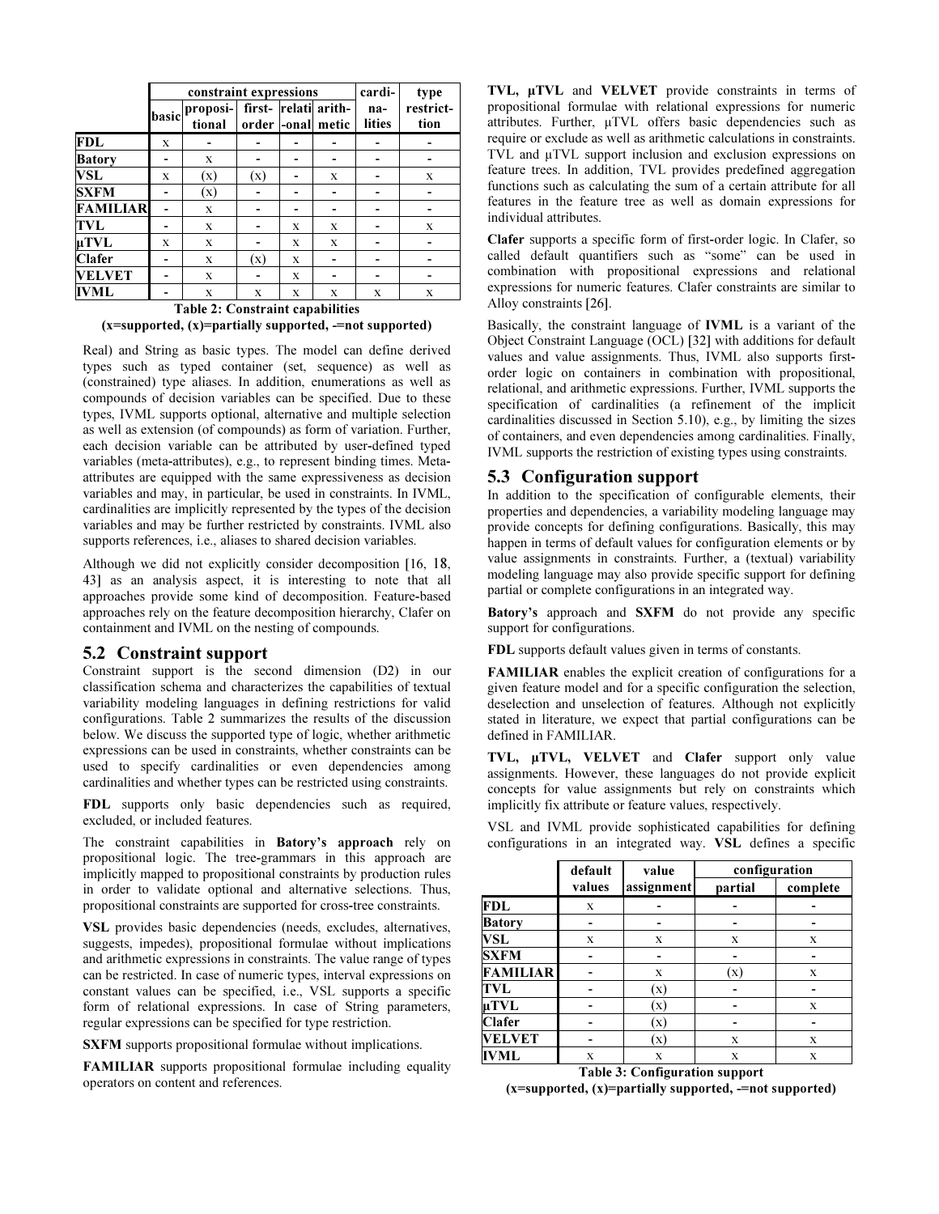| | constraint expressions | | | | | cardi-na-lities | type restrict-tion |
|---|---|---|---|---|---|---|---|
| | basic | proposi-tional | first-order | relati-onal | arith-metic | | |
| **FDL** | x | - | - | - | - | - | - |
| **Batory** | - | x | - | - | - | - | - |
| **VSL** | x | (x) | (x) | - | x | - | x |
| **SXFM** | - | (x) | - | - | - | - | - |
| **FAMILIAR** | - | x | - | - | - | - | - |
| **TVL** | - | x | - | x | x | - | x |
| **µTVL** | x | x | - | x | x | - | - |
| **Clafer** | - | x | (x) | x | - | - | - |
| **VELVET** | - | x | - | x | - | - | - |
| **IVML** | - | x | x | x | x | x | x |

**Table 2: Constraint capabilities**
**(x=supported, (x)=partially supported, -=not supported)**

Real) and String as basic types. The model can define derived types such as typed container (set, sequence) as well as (constrained) type aliases. In addition, enumerations as well as compounds of decision variables can be specified. Due to these types, IVML supports optional, alternative and multiple selection as well as extension (of compounds) as form of variation. Further, each decision variable can be attributed by user-defined typed variables (meta-attributes), e.g., to represent binding times. Meta-attributes are equipped with the same expressiveness as decision variables and may, in particular, be used in constraints. In IVML, cardinalities are implicitly represented by the types of the decision variables and may be further restricted by constraints. IVML also supports references, i.e., aliases to shared decision variables.

Although we did not explicitly consider decomposition [16, 18, 43] as an analysis aspect, it is interesting to note that all approaches provide some kind of decomposition. Feature-based approaches rely on the feature decomposition hierarchy, Clafer on containment and IVML on the nesting of compounds.

## 5.2 Constraint support

Constraint support is the second dimension (D2) in our classification schema and characterizes the capabilities of textual variability modeling languages in defining restrictions for valid configurations. Table 2 summarizes the results of the discussion below. We discuss the supported type of logic, whether arithmetic expressions can be used in constraints, whether constraints can be used to specify cardinalities or even dependencies among cardinalities and whether types can be restricted using constraints.

**FDL** supports only basic dependencies such as required, excluded, or included features.

The constraint capabilities in **Batory's approach** rely on propositional logic. The tree-grammars in this approach are implicitly mapped to propositional constraints by production rules in order to validate optional and alternative selections. Thus, propositional constraints are supported for cross-tree constraints.

**VSL** provides basic dependencies (needs, excludes, alternatives, suggests, impedes), propositional formulae without implications and arithmetic expressions in constraints. The value range of types can be restricted. In case of numeric types, interval expressions on constant values can be specified, i.e., VSL supports a specific form of relational expressions. In case of String parameters, regular expressions can be specified for type restriction.

**SXFM** supports propositional formulae without implications.

**FAMILIAR** supports propositional formulae including equality operators on content and references.

**TVL, µTVL** and **VELVET** provide constraints in terms of propositional formulae with relational expressions for numeric attributes. Further, µTVL offers basic dependencies such as require or exclude as well as arithmetic calculations in constraints. TVL and µTVL support inclusion and exclusion expressions on feature trees. In addition, TVL provides predefined aggregation functions such as calculating the sum of a certain attribute for all features in the feature tree as well as domain expressions for individual attributes.

**Clafer** supports a specific form of first-order logic. In Clafer, so called default quantifiers such as "some" can be used in combination with propositional expressions and relational expressions for numeric features. Clafer constraints are similar to Alloy constraints [26].

Basically, the constraint language of **IVML** is a variant of the Object Constraint Language (OCL) [32] with additions for default values and value assignments. Thus, IVML also supports first-order logic on containers in combination with propositional, relational, and arithmetic expressions. Further, IVML supports the specification of cardinalities (a refinement of the implicit cardinalities discussed in Section 5.10), e.g., by limiting the sizes of containers, and even dependencies among cardinalities. Finally, IVML supports the restriction of existing types using constraints.

## 5.3 Configuration support

In addition to the specification of configurable elements, their properties and dependencies, a variability modeling language may provide concepts for defining configurations. Basically, this may happen in terms of default values for configuration elements or by value assignments in constraints. Further, a (textual) variability modeling language may also provide specific support for defining partial or complete configurations in an integrated way.

**Batory's** approach and **SXFM** do not provide any specific support for configurations.

**FDL** supports default values given in terms of constants.

**FAMILIAR** enables the explicit creation of configurations for a given feature model and for a specific configuration the selection, deselection and unselection of features. Although not explicitly stated in literature, we expect that partial configurations can be defined in FAMILIAR.

**TVL, µTVL, VELVET** and **Clafer** support only value assignments. However, these languages do not provide explicit concepts for value assignments but rely on constraints which implicitly fix attribute or feature values, respectively.

VSL and IVML provide sophisticated capabilities for defining configurations in an integrated way. **VSL** defines a specific

| | default values | value assignment | configuration | |
|---|---|---|---|---|
| | | | partial | complete |
| **FDL** | x | - | - | - |
| **Batory** | - | - | - | - |
| **VSL** | x | x | x | x |
| **SXFM** | - | - | - | - |
| **FAMILIAR** | - | x | (x) | x |
| **TVL** | - | (x) | - | - |
| **µTVL** | - | (x) | - | x |
| **Clafer** | - | (x) | - | - |
| **VELVET** | - | (x) | x | x |
| **IVML** | x | x | x | x |

**Table 3: Configuration support**
**(x=supported, (x)=partially supported, -=not supported)**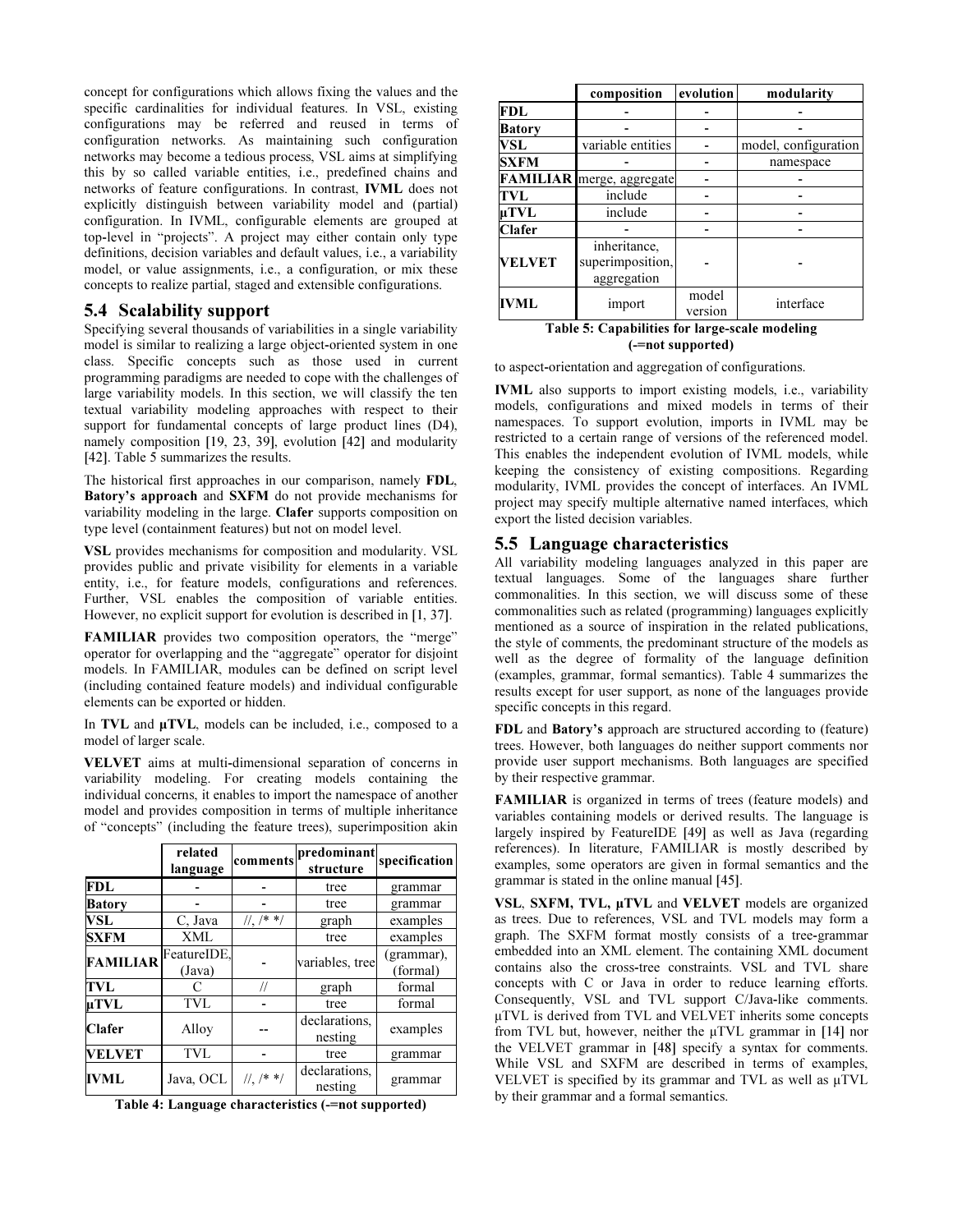concept for configurations which allows fixing the values and the specific cardinalities for individual features. In VSL, existing configurations may be referred and reused in terms of configuration networks. As maintaining such configuration networks may become a tedious process, VSL aims at simplifying this by so called variable entities, i.e., predefined chains and networks of feature configurations. In contrast, **IVML** does not explicitly distinguish between variability model and (partial) configuration. In IVML, configurable elements are grouped at top-level in "projects". A project may either contain only type definitions, decision variables and default values, i.e., a variability model, or value assignments, i.e., a configuration, or mix these concepts to realize partial, staged and extensible configurations.

## 5.4 Scalability support

Specifying several thousands of variabilities in a single variability model is similar to realizing a large object-oriented system in one class. Specific concepts such as those used in current programming paradigms are needed to cope with the challenges of large variability models. In this section, we will classify the ten textual variability modeling approaches with respect to their support for fundamental concepts of large product lines (D4), namely composition [19, 23, 39], evolution [42] and modularity [42]. Table 5 summarizes the results.

The historical first approaches in our comparison, namely **FDL**, **Batory's approach** and **SXFM** do not provide mechanisms for variability modeling in the large. **Clafer** supports composition on type level (containment features) but not on model level.

**VSL** provides mechanisms for composition and modularity. VSL provides public and private visibility for elements in a variable entity, i.e., for feature models, configurations and references. Further, VSL enables the composition of variable entities. However, no explicit support for evolution is described in [1, 37].

**FAMILIAR** provides two composition operators, the "merge" operator for overlapping and the "aggregate" operator for disjoint models. In FAMILIAR, modules can be defined on script level (including contained feature models) and individual configurable elements can be exported or hidden.

In **TVL** and **μTVL**, models can be included, i.e., composed to a model of larger scale.

**VELVET** aims at multi-dimensional separation of concerns in variability modeling. For creating models containing the individual concerns, it enables to import the namespace of another model and provides composition in terms of multiple inheritance of "concepts" (including the feature trees), superimposition akin to aspect-orientation and aggregation of configurations.

| | related language | comments | predominant structure | specification |
|---|---|---|---|---|
| **FDL** | - | - | tree | grammar |
| **Batory** | - | - | tree | grammar |
| **VSL** | C, Java | //, /* */ | graph | examples |
| **SXFM** | XML | | tree | examples |
| **FAMILIAR** | FeatureIDE, (Java) | - | variables, tree | (grammar), (formal) |
| **TVL** | C | // | graph | formal |
| **μTVL** | TVL | - | tree | formal |
| **Clafer** | Alloy | -- | declarations, nesting | examples |
| **VELVET** | TVL | - | tree | grammar |
| **IVML** | Java, OCL | //, /* */ | declarations, nesting | grammar |

**Table 4: Language characteristics (-=not supported)**

| | composition | evolution | modularity |
|---|---|---|---|
| **FDL** | - | - | - |
| **Batory** | - | - | - |
| **VSL** | variable entities | - | model, configuration |
| **SXFM** | - | - | namespace |
| **FAMILIAR** | merge, aggregate | - | - |
| **TVL** | include | - | - |
| **μTVL** | include | - | - |
| **Clafer** | - | - | - |
| **VELVET** | inheritance, superimposition, aggregation | - | - |
| **IVML** | import | model version | interface |

**Table 5: Capabilities for large-scale modeling (-=not supported)**

**IVML** also supports to import existing models, i.e., variability models, configurations and mixed models in terms of their namespaces. To support evolution, imports in IVML may be restricted to a certain range of versions of the referenced model. This enables the independent evolution of IVML models, while keeping the consistency of existing compositions. Regarding modularity, IVML provides the concept of interfaces. An IVML project may specify multiple alternative named interfaces, which export the listed decision variables.

## 5.5 Language characteristics

All variability modeling languages analyzed in this paper are textual languages. Some of the languages share further commonalities. In this section, we will discuss some of these commonalities such as related (programming) languages explicitly mentioned as a source of inspiration in the related publications, the style of comments, the predominant structure of the models as well as the degree of formality of the language definition (examples, grammar, formal semantics). Table 4 summarizes the results except for user support, as none of the languages provide specific concepts in this regard.

**FDL** and **Batory's** approach are structured according to (feature) trees. However, both languages do neither support comments nor provide user support mechanisms. Both languages are specified by their respective grammar.

**FAMILIAR** is organized in terms of trees (feature models) and variables containing models or derived results. The language is largely inspired by FeatureIDE [49] as well as Java (regarding references). In literature, FAMILIAR is mostly described by examples, some operators are given in formal semantics and the grammar is stated in the online manual [45].

**VSL**, **SXFM, TVL, μTVL** and **VELVET** models are organized as trees. Due to references, VSL and TVL models may form a graph. The SXFM format mostly consists of a tree-grammar embedded into an XML element. The containing XML document contains also the cross-tree constraints. VSL and TVL share concepts with C or Java in order to reduce learning efforts. Consequently, VSL and TVL support C/Java-like comments. μTVL is derived from TVL and VELVET inherits some concepts from TVL but, however, neither the μTVL grammar in [14] nor the VELVET grammar in [48] specify a syntax for comments. While VSL and SXFM are described in terms of examples, VELVET is specified by its grammar and TVL as well as μTVL by their grammar and a formal semantics.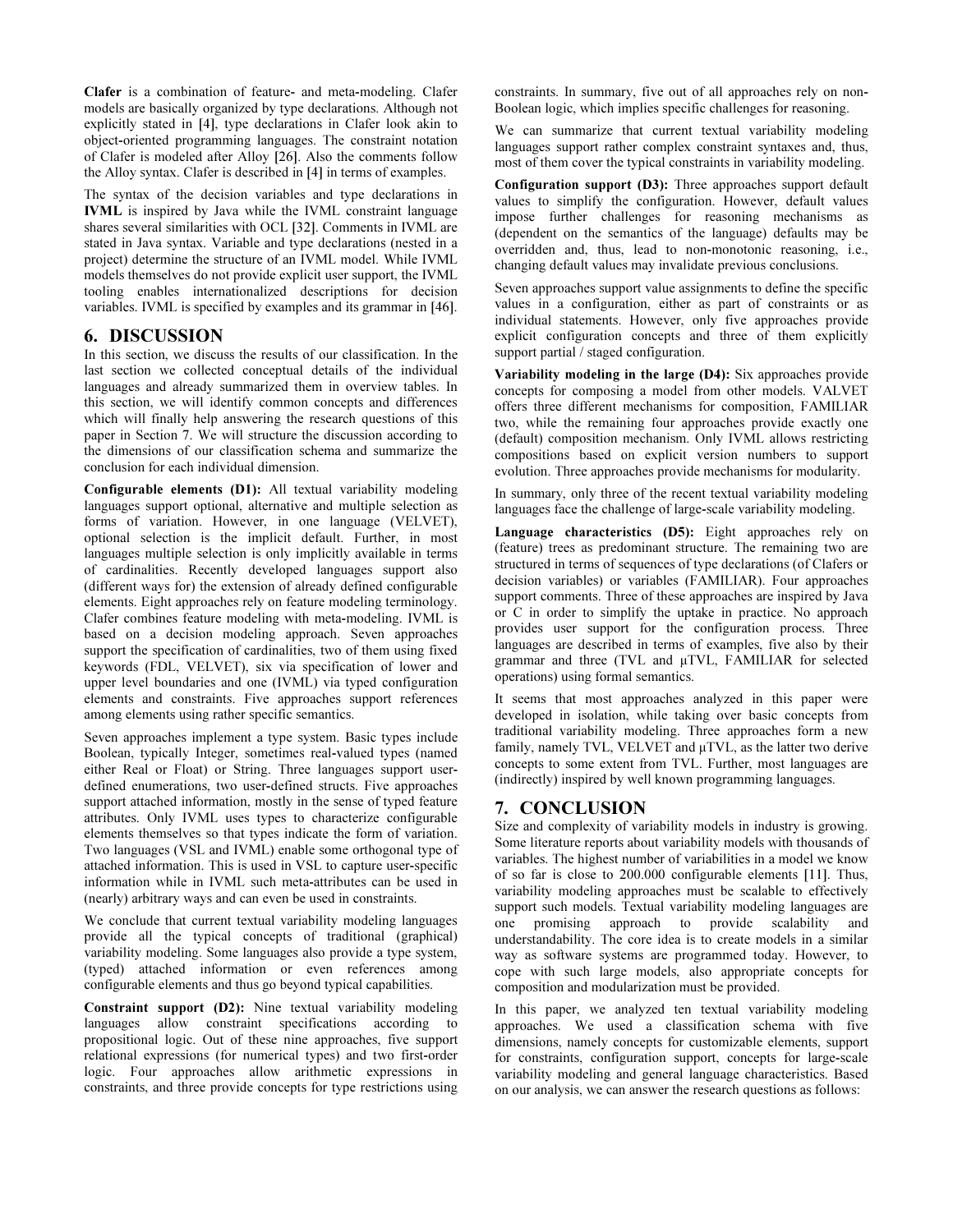**Clafer** is a combination of feature- and meta-modeling. Clafer models are basically organized by type declarations. Although not explicitly stated in [4], type declarations in Clafer look akin to object-oriented programming languages. The constraint notation of Clafer is modeled after Alloy [26]. Also the comments follow the Alloy syntax. Clafer is described in [4] in terms of examples.

The syntax of the decision variables and type declarations in **IVML** is inspired by Java while the IVML constraint language shares several similarities with OCL [32]. Comments in IVML are stated in Java syntax. Variable and type declarations (nested in a project) determine the structure of an IVML model. While IVML models themselves do not provide explicit user support, the IVML tooling enables internationalized descriptions for decision variables. IVML is specified by examples and its grammar in [46].

## 6. DISCUSSION

In this section, we discuss the results of our classification. In the last section we collected conceptual details of the individual languages and already summarized them in overview tables. In this section, we will identify common concepts and differences which will finally help answering the research questions of this paper in Section 7. We will structure the discussion according to the dimensions of our classification schema and summarize the conclusion for each individual dimension.

**Configurable elements (D1):** All textual variability modeling languages support optional, alternative and multiple selection as forms of variation. However, in one language (VELVET), optional selection is the implicit default. Further, in most languages multiple selection is only implicitly available in terms of cardinalities. Recently developed languages support also (different ways for) the extension of already defined configurable elements. Eight approaches rely on feature modeling terminology. Clafer combines feature modeling with meta-modeling. IVML is based on a decision modeling approach. Seven approaches support the specification of cardinalities, two of them using fixed keywords (FDL, VELVET), six via specification of lower and upper level boundaries and one (IVML) via typed configuration elements and constraints. Five approaches support references among elements using rather specific semantics.

Seven approaches implement a type system. Basic types include Boolean, typically Integer, sometimes real-valued types (named either Real or Float) or String. Three languages support user-defined enumerations, two user-defined structs. Five approaches support attached information, mostly in the sense of typed feature attributes. Only IVML uses types to characterize configurable elements themselves so that types indicate the form of variation. Two languages (VSL and IVML) enable some orthogonal type of attached information. This is used in VSL to capture user-specific information while in IVML such meta-attributes can be used in (nearly) arbitrary ways and can even be used in constraints.

We conclude that current textual variability modeling languages provide all the typical concepts of traditional (graphical) variability modeling. Some languages also provide a type system, (typed) attached information or even references among configurable elements and thus go beyond typical capabilities.

**Constraint support (D2):** Nine textual variability modeling languages allow constraint specifications according to propositional logic. Out of these nine approaches, five support relational expressions (for numerical types) and two first-order logic. Four approaches allow arithmetic expressions in constraints, and three provide concepts for type restrictions using constraints. In summary, five out of all approaches rely on non-Boolean logic, which implies specific challenges for reasoning.

We can summarize that current textual variability modeling languages support rather complex constraint syntaxes and, thus, most of them cover the typical constraints in variability modeling.

**Configuration support (D3):** Three approaches support default values to simplify the configuration. However, default values impose further challenges for reasoning mechanisms as (dependent on the semantics of the language) defaults may be overridden and, thus, lead to non-monotonic reasoning, i.e., changing default values may invalidate previous conclusions.

Seven approaches support value assignments to define the specific values in a configuration, either as part of constraints or as individual statements. However, only five approaches provide explicit configuration concepts and three of them explicitly support partial / staged configuration.

**Variability modeling in the large (D4):** Six approaches provide concepts for composing a model from other models. VALVET offers three different mechanisms for composition, FAMILIAR two, while the remaining four approaches provide exactly one (default) composition mechanism. Only IVML allows restricting compositions based on explicit version numbers to support evolution. Three approaches provide mechanisms for modularity.

In summary, only three of the recent textual variability modeling languages face the challenge of large-scale variability modeling.

**Language characteristics (D5):** Eight approaches rely on (feature) trees as predominant structure. The remaining two are structured in terms of sequences of type declarations (of Clafers or decision variables) or variables (FAMILIAR). Four approaches support comments. Three of these approaches are inspired by Java or C in order to simplify the uptake in practice. No approach provides user support for the configuration process. Three languages are described in terms of examples, five also by their grammar and three (TVL and µTVL, FAMILIAR for selected operations) using formal semantics.

It seems that most approaches analyzed in this paper were developed in isolation, while taking over basic concepts from traditional variability modeling. Three approaches form a new family, namely TVL, VELVET and µTVL, as the latter two derive concepts to some extent from TVL. Further, most languages are (indirectly) inspired by well known programming languages.

## 7. CONCLUSION

Size and complexity of variability models in industry is growing. Some literature reports about variability models with thousands of variables. The highest number of variabilities in a model we know of so far is close to 200.000 configurable elements [11]. Thus, variability modeling approaches must be scalable to effectively support such models. Textual variability modeling languages are one promising approach to provide scalability and understandability. The core idea is to create models in a similar way as software systems are programmed today. However, to cope with such large models, also appropriate concepts for composition and modularization must be provided.

In this paper, we analyzed ten textual variability modeling approaches. We used a classification schema with five dimensions, namely concepts for customizable elements, support for constraints, configuration support, concepts for large-scale variability modeling and general language characteristics. Based on our analysis, we can answer the research questions as follows: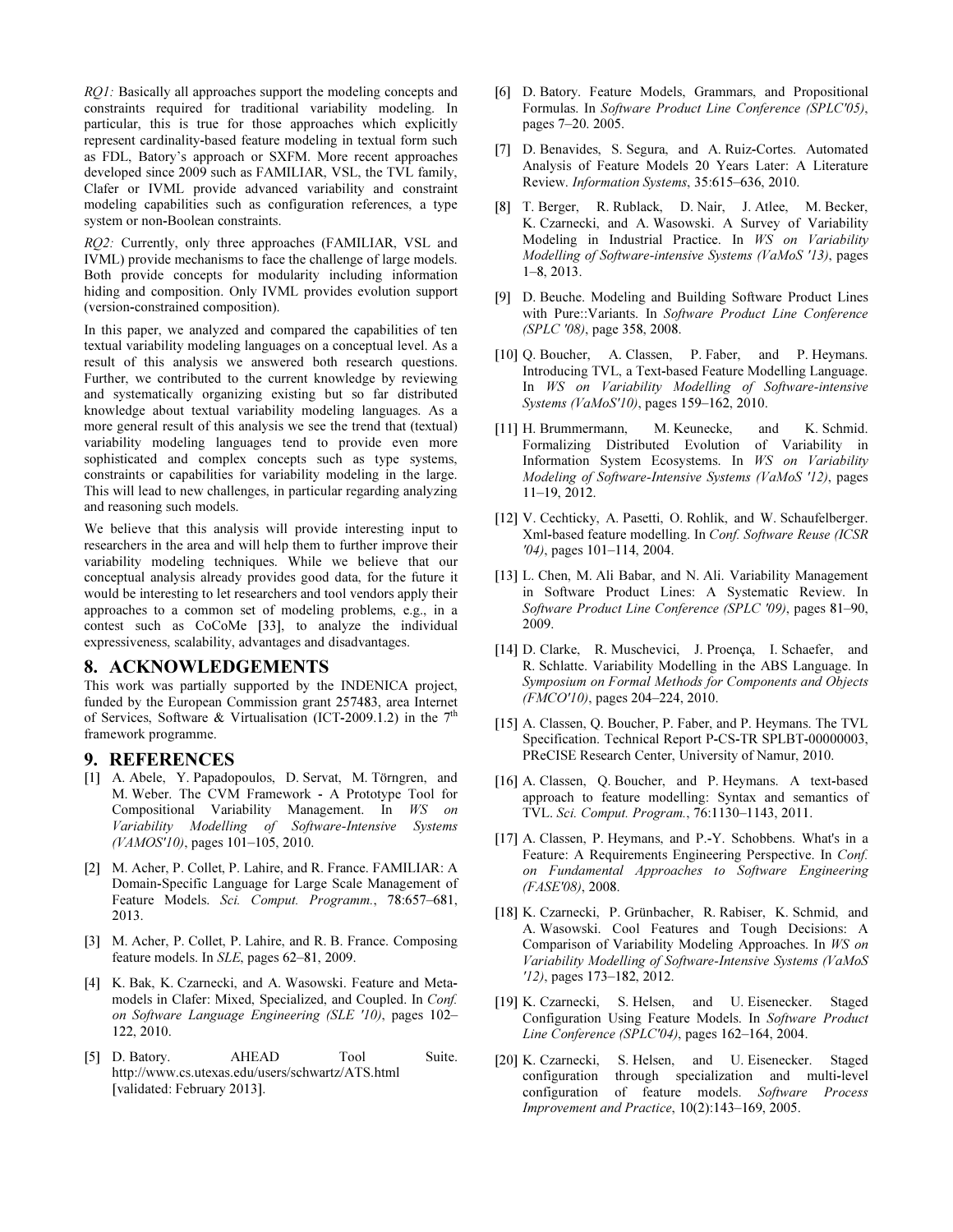*RQ1:* Basically all approaches support the modeling concepts and constraints required for traditional variability modeling. In particular, this is true for those approaches which explicitly represent cardinality-based feature modeling in textual form such as FDL, Batory's approach or SXFM. More recent approaches developed since 2009 such as FAMILIAR, VSL, the TVL family, Clafer or IVML provide advanced variability and constraint modeling capabilities such as configuration references, a type system or non-Boolean constraints.

*RQ2:* Currently, only three approaches (FAMILIAR, VSL and IVML) provide mechanisms to face the challenge of large models. Both provide concepts for modularity including information hiding and composition. Only IVML provides evolution support (version-constrained composition).

In this paper, we analyzed and compared the capabilities of ten textual variability modeling languages on a conceptual level. As a result of this analysis we answered both research questions. Further, we contributed to the current knowledge by reviewing and systematically organizing existing but so far distributed knowledge about textual variability modeling languages. As a more general result of this analysis we see the trend that (textual) variability modeling languages tend to provide even more sophisticated and complex concepts such as type systems, constraints or capabilities for variability modeling in the large. This will lead to new challenges, in particular regarding analyzing and reasoning such models.

We believe that this analysis will provide interesting input to researchers in the area and will help them to further improve their variability modeling techniques. While we believe that our conceptual analysis already provides good data, for the future it would be interesting to let researchers and tool vendors apply their approaches to a common set of modeling problems, e.g., in a contest such as CoCoMe [33], to analyze the individual expressiveness, scalability, advantages and disadvantages.

# 8. ACKNOWLEDGEMENTS

This work was partially supported by the INDENICA project, funded by the European Commission grant 257483, area Internet of Services, Software & Virtualisation (ICT-2009.1.2) in the 7th framework programme.

# 9. REFERENCES

[1] A. Abele, Y. Papadopoulos, D. Servat, M. Törngren, and M. Weber. The CVM Framework - A Prototype Tool for Compositional Variability Management. In *WS on Variability Modelling of Software-Intensive Systems (VAMOS'10)*, pages 101–105, 2010.

[2] M. Acher, P. Collet, P. Lahire, and R. France. FAMILIAR: A Domain-Specific Language for Large Scale Management of Feature Models. *Sci. Comput. Programm.*, 78:657–681, 2013.

[3] M. Acher, P. Collet, P. Lahire, and R. B. France. Composing feature models. In *SLE*, pages 62–81, 2009.

[4] K. Bak, K. Czarnecki, and A. Wasowski. Feature and Meta-models in Clafer: Mixed, Specialized, and Coupled. In *Conf. on Software Language Engineering (SLE '10)*, pages 102–122, 2010.

[5] D. Batory. AHEAD Tool Suite. http://www.cs.utexas.edu/users/schwartz/ATS.html [validated: February 2013].

[6] D. Batory. Feature Models, Grammars, and Propositional Formulas. In *Software Product Line Conference (SPLC'05)*, pages 7–20. 2005.

[7] D. Benavides, S. Segura, and A. Ruiz-Cortes. Automated Analysis of Feature Models 20 Years Later: A Literature Review. *Information Systems*, 35:615–636, 2010.

[8] T. Berger, R. Rublack, D. Nair, J. Atlee, M. Becker, K. Czarnecki, and A. Wasowski. A Survey of Variability Modeling in Industrial Practice. In *WS on Variability Modelling of Software-intensive Systems (VaMoS '13)*, pages 1–8, 2013.

[9] D. Beuche. Modeling and Building Software Product Lines with Pure::Variants. In *Software Product Line Conference (SPLC '08)*, page 358, 2008.

[10] Q. Boucher, A. Classen, P. Faber, and P. Heymans. Introducing TVL, a Text-based Feature Modelling Language. In *WS on Variability Modelling of Software-intensive Systems (VaMoS'10)*, pages 159–162, 2010.

[11] H. Brummermann, M. Keunecke, and K. Schmid. Formalizing Distributed Evolution of Variability in Information System Ecosystems. In *WS on Variability Modeling of Software-Intensive Systems (VaMoS '12)*, pages 11–19, 2012.

[12] V. Cechticky, A. Pasetti, O. Rohlik, and W. Schaufelberger. Xml-based feature modelling. In *Conf. Software Reuse (ICSR '04)*, pages 101–114, 2004.

[13] L. Chen, M. Ali Babar, and N. Ali. Variability Management in Software Product Lines: A Systematic Review. In *Software Product Line Conference (SPLC '09)*, pages 81–90, 2009.

[14] D. Clarke, R. Muschevici, J. Proença, I. Schaefer, and R. Schlatte. Variability Modelling in the ABS Language. In *Symposium on Formal Methods for Components and Objects (FMCO'10)*, pages 204–224, 2010.

[15] A. Classen, Q. Boucher, P. Faber, and P. Heymans. The TVL Specification. Technical Report P-CS-TR SPLBT-00000003, PReCISE Research Center, University of Namur, 2010.

[16] A. Classen, Q. Boucher, and P. Heymans. A text-based approach to feature modelling: Syntax and semantics of TVL. *Sci. Comput. Program.*, 76:1130–1143, 2011.

[17] A. Classen, P. Heymans, and P.-Y. Schobbens. What's in a Feature: A Requirements Engineering Perspective. In *Conf. on Fundamental Approaches to Software Engineering (FASE'08)*, 2008.

[18] K. Czarnecki, P. Grünbacher, R. Rabiser, K. Schmid, and A. Wasowski. Cool Features and Tough Decisions: A Comparison of Variability Modeling Approaches. In *WS on Variability Modelling of Software-Intensive Systems (VaMoS '12)*, pages 173–182, 2012.

[19] K. Czarnecki, S. Helsen, and U. Eisenecker. Staged Configuration Using Feature Models. In *Software Product Line Conference (SPLC'04)*, pages 162–164, 2004.

[20] K. Czarnecki, S. Helsen, and U. Eisenecker. Staged configuration through specialization and multi-level configuration of feature models. *Software Process Improvement and Practice*, 10(2):143–169, 2005.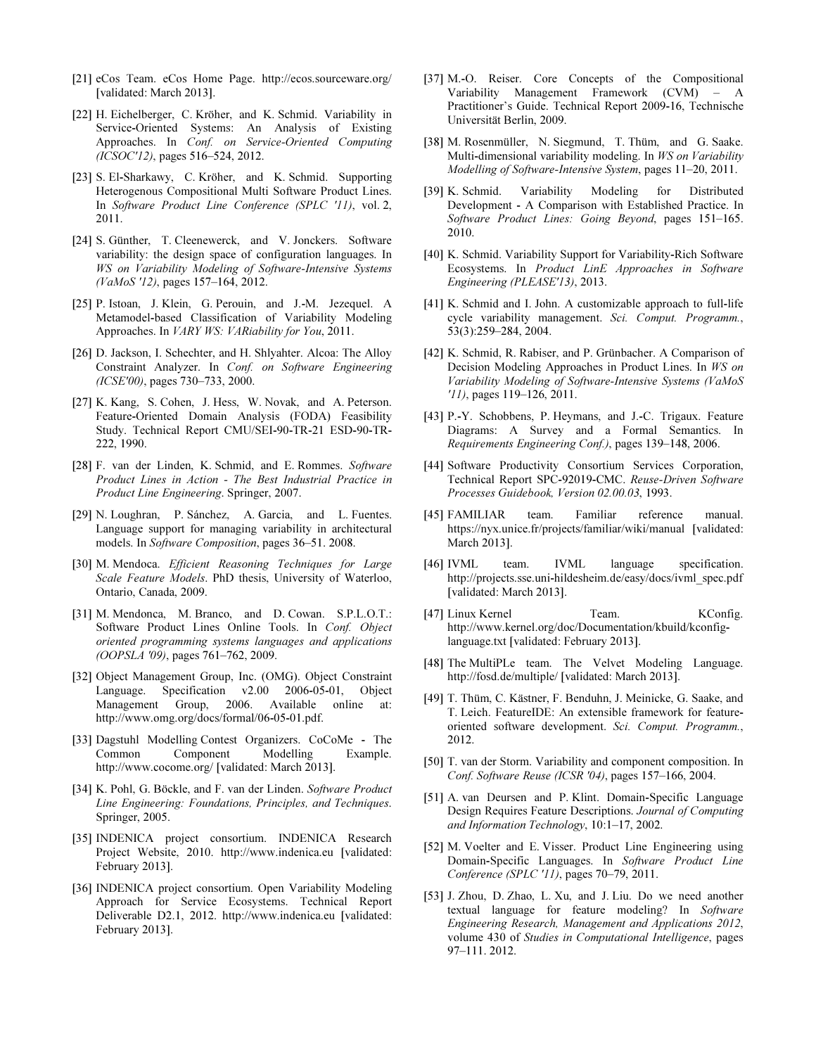[21] eCos Team. eCos Home Page. http://ecos.sourceware.org/ [validated: March 2013].

[22] H. Eichelberger, C. Kröher, and K. Schmid. Variability in Service-Oriented Systems: An Analysis of Existing Approaches. In *Conf. on Service-Oriented Computing (ICSOC'12)*, pages 516–524, 2012.

[23] S. El-Sharkawy, C. Kröher, and K. Schmid. Supporting Heterogenous Compositional Multi Software Product Lines. In *Software Product Line Conference (SPLC '11)*, vol. 2, 2011.

[24] S. Günther, T. Cleenewerck, and V. Jonckers. Software variability: the design space of configuration languages. In *WS on Variability Modeling of Software-Intensive Systems (VaMoS '12)*, pages 157–164, 2012.

[25] P. Istoan, J. Klein, G. Perouin, and J.-M. Jezequel. A Metamodel-based Classification of Variability Modeling Approaches. In *VARY WS: VARiability for You*, 2011.

[26] D. Jackson, I. Schechter, and H. Shlyahter. Alcoa: The Alloy Constraint Analyzer. In *Conf. on Software Engineering (ICSE'00)*, pages 730–733, 2000.

[27] K. Kang, S. Cohen, J. Hess, W. Novak, and A. Peterson. Feature-Oriented Domain Analysis (FODA) Feasibility Study. Technical Report CMU/SEI-90-TR-21 ESD-90-TR-222, 1990.

[28] F. van der Linden, K. Schmid, and E. Rommes. *Software Product Lines in Action - The Best Industrial Practice in Product Line Engineering*. Springer, 2007.

[29] N. Loughran, P. Sánchez, A. Garcia, and L. Fuentes. Language support for managing variability in architectural models. In *Software Composition*, pages 36–51. 2008.

[30] M. Mendoca. *Efficient Reasoning Techniques for Large Scale Feature Models*. PhD thesis, University of Waterloo, Ontario, Canada, 2009.

[31] M. Mendonca, M. Branco, and D. Cowan. S.P.L.O.T.: Software Product Lines Online Tools. In *Conf. Object oriented programming systems languages and applications (OOPSLA '09)*, pages 761–762, 2009.

[32] Object Management Group, Inc. (OMG). Object Constraint Language. Specification v2.00 2006-05-01, Object Management Group, 2006. Available online at: http://www.omg.org/docs/formal/06-05-01.pdf.

[33] Dagstuhl Modelling Contest Organizers. CoCoMe - The Common Component Modelling Example. http://www.cocome.org/ [validated: March 2013].

[34] K. Pohl, G. Böckle, and F. van der Linden. *Software Product Line Engineering: Foundations, Principles, and Techniques*. Springer, 2005.

[35] INDENICA project consortium. INDENICA Research Project Website, 2010. http://www.indenica.eu [validated: February 2013].

[36] INDENICA project consortium. Open Variability Modeling Approach for Service Ecosystems. Technical Report Deliverable D2.1, 2012. http://www.indenica.eu [validated: February 2013].

[37] M.-O. Reiser. Core Concepts of the Compositional Variability Management Framework (CVM) – A Practitioner's Guide. Technical Report 2009-16, Technische Universität Berlin, 2009.

[38] M. Rosenmüller, N. Siegmund, T. Thüm, and G. Saake. Multi-dimensional variability modeling. In *WS on Variability Modelling of Software-Intensive System*, pages 11–20, 2011.

[39] K. Schmid. Variability Modeling for Distributed Development - A Comparison with Established Practice. In *Software Product Lines: Going Beyond*, pages 151–165. 2010.

[40] K. Schmid. Variability Support for Variability-Rich Software Ecosystems. In *Product LinE Approaches in Software Engineering (PLEASE'13)*, 2013.

[41] K. Schmid and I. John. A customizable approach to full-life cycle variability management. *Sci. Comput. Programm.*, 53(3):259–284, 2004.

[42] K. Schmid, R. Rabiser, and P. Grünbacher. A Comparison of Decision Modeling Approaches in Product Lines. In *WS on Variability Modeling of Software-Intensive Systems (VaMoS '11)*, pages 119–126, 2011.

[43] P.-Y. Schobbens, P. Heymans, and J.-C. Trigaux. Feature Diagrams: A Survey and a Formal Semantics. In *Requirements Engineering Conf.)*, pages 139–148, 2006.

[44] Software Productivity Consortium Services Corporation, Technical Report SPC-92019-CMC. *Reuse-Driven Software Processes Guidebook, Version 02.00.03*, 1993.

[45] FAMILIAR team. Familiar reference manual. https://nyx.unice.fr/projects/familiar/wiki/manual [validated: March 2013].

[46] IVML team. IVML language specification. http://projects.sse.uni-hildesheim.de/easy/docs/ivml_spec.pdf [validated: March 2013].

[47] Linux Kernel Team. KConfig. http://www.kernel.org/doc/Documentation/kbuild/kconfig-language.txt [validated: February 2013].

[48] The MultiPLe team. The Velvet Modeling Language. http://fosd.de/multiple/ [validated: March 2013].

[49] T. Thüm, C. Kästner, F. Benduhn, J. Meinicke, G. Saake, and T. Leich. FeatureIDE: An extensible framework for feature-oriented software development. *Sci. Comput. Programm.*, 2012.

[50] T. van der Storm. Variability and component composition. In *Conf. Software Reuse (ICSR '04)*, pages 157–166, 2004.

[51] A. van Deursen and P. Klint. Domain-Specific Language Design Requires Feature Descriptions. *Journal of Computing and Information Technology*, 10:1–17, 2002.

[52] M. Voelter and E. Visser. Product Line Engineering using Domain-Specific Languages. In *Software Product Line Conference (SPLC '11)*, pages 70–79, 2011.

[53] J. Zhou, D. Zhao, L. Xu, and J. Liu. Do we need another textual language for feature modeling? In *Software Engineering Research, Management and Applications 2012*, volume 430 of *Studies in Computational Intelligence*, pages 97–111. 2012.